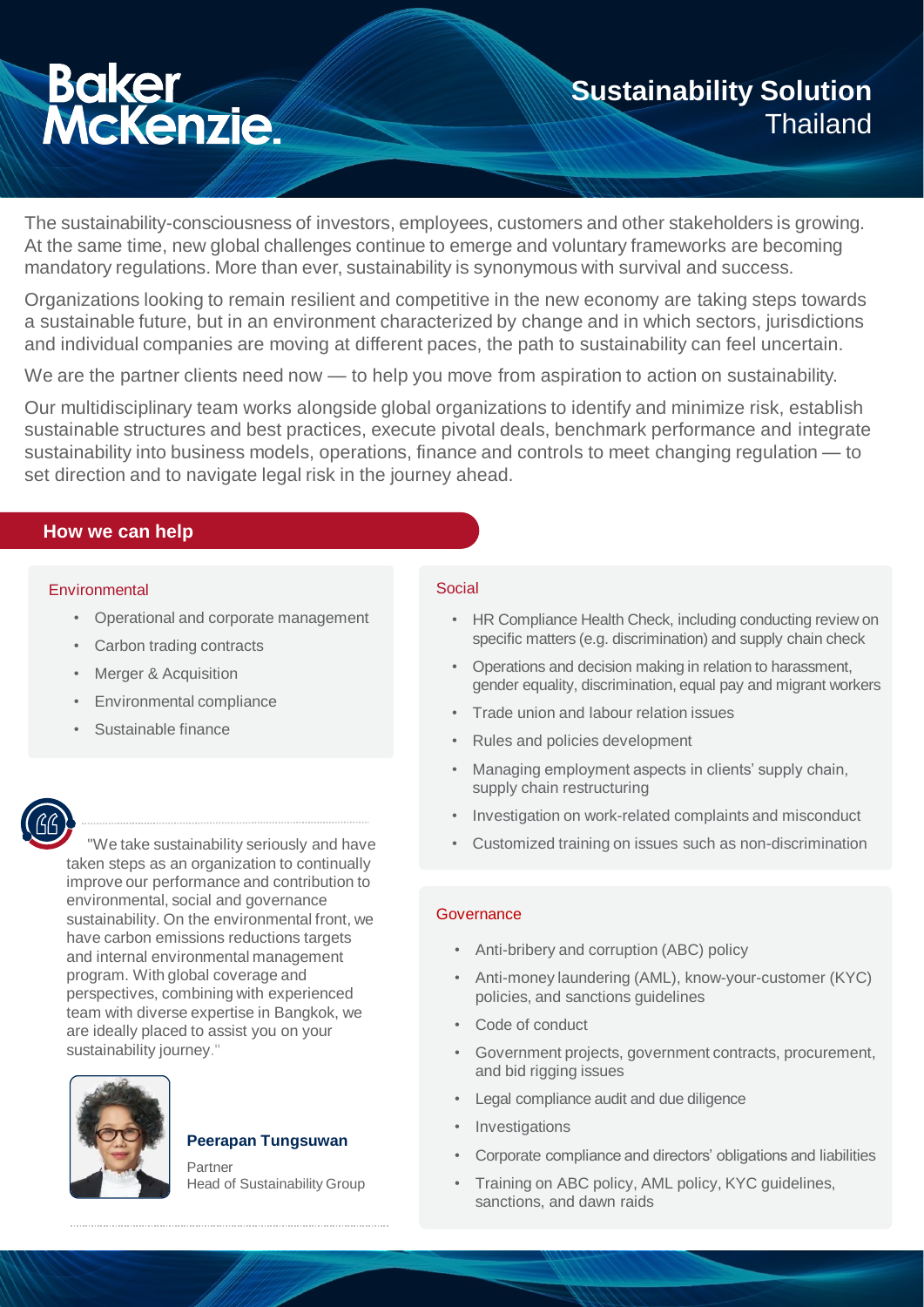Baker McKenzie.

# Sustainability Solution
## Thailand

The sustainability-consciousness of investors, employees, customers and other stakeholders is growing. At the same time, new global challenges continue to emerge and voluntary frameworks are becoming mandatory regulations. More than ever, sustainability is synonymous with survival and success.

Organizations looking to remain resilient and competitive in the new economy are taking steps towards a sustainable future, but in an environment characterized by change and in which sectors, jurisdictions and individual companies are moving at different paces, the path to sustainability can feel uncertain.

We are the partner clients need now — to help you move from aspiration to action on sustainability.

Our multidisciplinary team works alongside global organizations to identify and minimize risk, establish sustainable structures and best practices, execute pivotal deals, benchmark performance and integrate sustainability into business models, operations, finance and controls to meet changing regulation — to set direction and to navigate legal risk in the journey ahead.

## How we can help

### Environmental

- Operational and corporate management
- Carbon trading contracts
- Merger & Acquisition
- Environmental compliance
- Sustainable finance

"We take sustainability seriously and have taken steps as an organization to continually improve our performance and contribution to environmental, social and governance sustainability. On the environmental front, we have carbon emissions reductions targets and internal environmental management program. With global coverage and perspectives, combining with experienced team with diverse expertise in Bangkok, we are ideally placed to assist you on your sustainability journey."

**Peerapan Tungsuwan**
Partner
Head of Sustainability Group

### Social

- HR Compliance Health Check, including conducting review on specific matters (e.g. discrimination) and supply chain check
- Operations and decision making in relation to harassment, gender equality, discrimination, equal pay and migrant workers
- Trade union and labour relation issues
- Rules and policies development
- Managing employment aspects in clients' supply chain, supply chain restructuring
- Investigation on work-related complaints and misconduct
- Customized training on issues such as non-discrimination

### Governance

- Anti-bribery and corruption (ABC) policy
- Anti-money laundering (AML), know-your-customer (KYC) policies, and sanctions guidelines
- Code of conduct
- Government projects, government contracts, procurement, and bid rigging issues
- Legal compliance audit and due diligence
- Investigations
- Corporate compliance and directors' obligations and liabilities
- Training on ABC policy, AML policy, KYC guidelines, sanctions, and dawn raids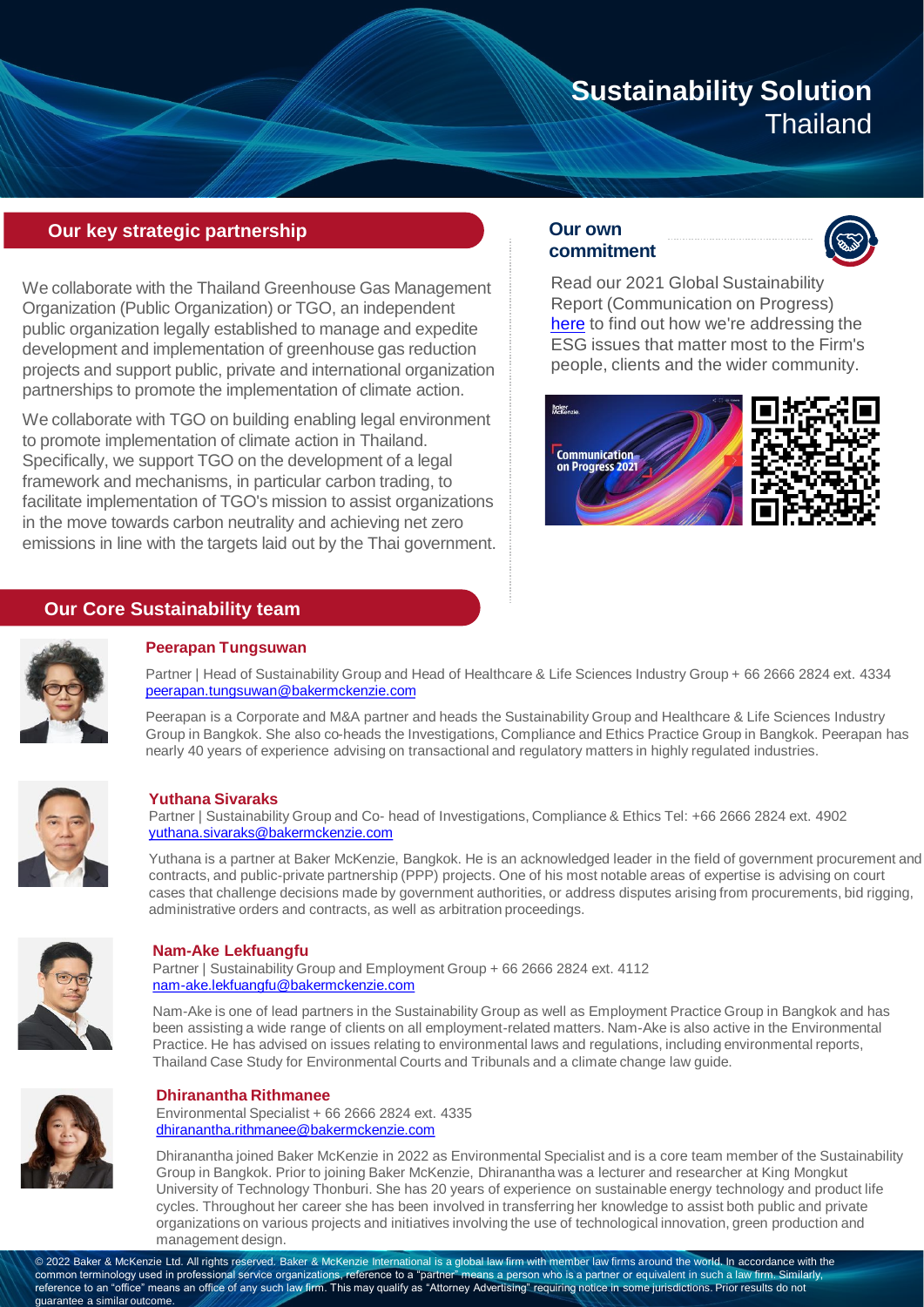# Sustainability Solution
Thailand

## Our key strategic partnership

We collaborate with the Thailand Greenhouse Gas Management Organization (Public Organization) or TGO, an independent public organization legally established to manage and expedite development and implementation of greenhouse gas reduction projects and support public, private and international organization partnerships to promote the implementation of climate action.

We collaborate with TGO on building enabling legal environment to promote implementation of climate action in Thailand. Specifically, we support TGO on the development of a legal framework and mechanisms, in particular carbon trading, to facilitate implementation of TGO's mission to assist organizations in the move towards carbon neutrality and achieving net zero emissions in line with the targets laid out by the Thai government.

## Our own commitment

Read our 2021 Global Sustainability Report (Communication on Progress) here to find out how we're addressing the ESG issues that matter most to the Firm's people, clients and the wider community.

Communication on Progress 2021

## Our Core Sustainability team

### Peerapan Tungsuwan

Partner | Head of Sustainability Group and Head of Healthcare & Life Sciences Industry Group + 66 2666 2824 ext. 4334
peerapan.tungsuwan@bakermckenzie.com

Peerapan is a Corporate and M&A partner and heads the Sustainability Group and Healthcare & Life Sciences Industry Group in Bangkok. She also co-heads the Investigations, Compliance and Ethics Practice Group in Bangkok. Peerapan has nearly 40 years of experience advising on transactional and regulatory matters in highly regulated industries.

### Yuthana Sivaraks

Partner | Sustainability Group and Co- head of Investigations, Compliance & Ethics Tel: +66 2666 2824 ext. 4902
yuthana.sivaraks@bakermckenzie.com

Yuthana is a partner at Baker McKenzie, Bangkok. He is an acknowledged leader in the field of government procurement and contracts, and public-private partnership (PPP) projects. One of his most notable areas of expertise is advising on court cases that challenge decisions made by government authorities, or address disputes arising from procurements, bid rigging, administrative orders and contracts, as well as arbitration proceedings.

### Nam-Ake Lekfuangfu

Partner | Sustainability Group and Employment Group + 66 2666 2824 ext. 4112
nam-ake.lekfuangfu@bakermckenzie.com

Nam-Ake is one of lead partners in the Sustainability Group as well as Employment Practice Group in Bangkok and has been assisting a wide range of clients on all employment-related matters. Nam-Ake is also active in the Environmental Practice. He has advised on issues relating to environmental laws and regulations, including environmental reports, Thailand Case Study for Environmental Courts and Tribunals and a climate change law guide.

### Dhiranantha Rithmanee

Environmental Specialist + 66 2666 2824 ext. 4335
dhiranantha.rithmanee@bakermckenzie.com

Dhiranantha joined Baker McKenzie in 2022 as Environmental Specialist and is a core team member of the Sustainability Group in Bangkok. Prior to joining Baker McKenzie, Dhiranantha was a lecturer and researcher at King Mongkut University of Technology Thonburi. She has 20 years of experience on sustainable energy technology and product life cycles. Throughout her career she has been involved in transferring her knowledge to assist both public and private organizations on various projects and initiatives involving the use of technological innovation, green production and management design.

© 2022 Baker & McKenzie Ltd. All rights reserved. Baker & McKenzie International is a global law firm with member law firms around the world. In accordance with the common terminology used in professional service organizations, reference to a "partner" means a person who is a partner or equivalent in such a law firm. Similarly, reference to an "office" means an office of any such law firm. This may qualify as "Attorney Advertising" requiring notice in some jurisdictions. Prior results do not guarantee a similar outcome.